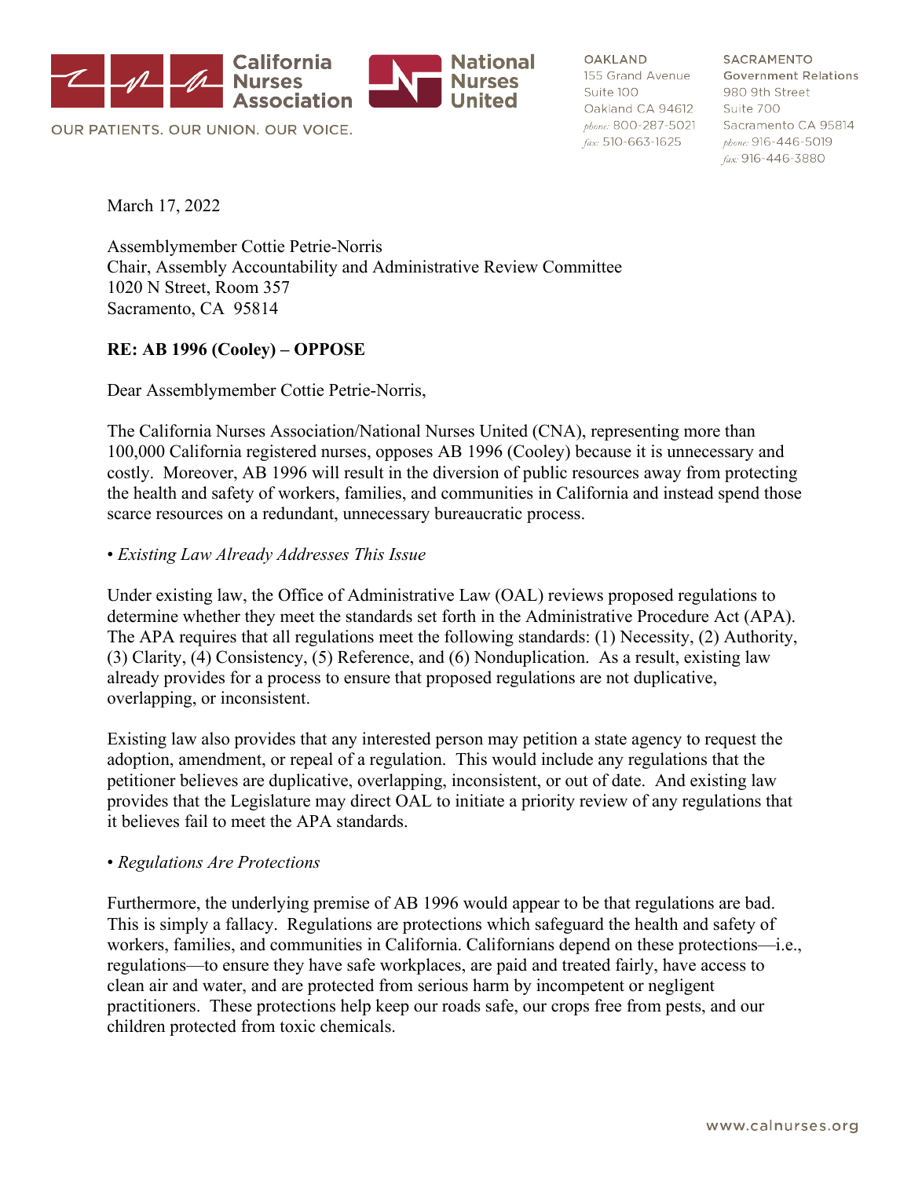California Nurses Association | National Nurses United

OUR PATIENTS. OUR UNION. OUR VOICE.

OAKLAND
155 Grand Avenue
Suite 100
Oakland CA 94612
phone: 800-287-5021
fax: 510-663-1625

SACRAMENTO
Government Relations
980 9th Street
Suite 700
Sacramento CA 95814
phone: 916-446-5019
fax: 916-446-3880

March 17, 2022

Assemblymember Cottie Petrie-Norris
Chair, Assembly Accountability and Administrative Review Committee
1020 N Street, Room 357
Sacramento, CA 95814

**RE: AB 1996 (Cooley) – OPPOSE**

Dear Assemblymember Cottie Petrie-Norris,

The California Nurses Association/National Nurses United (CNA), representing more than 100,000 California registered nurses, opposes AB 1996 (Cooley) because it is unnecessary and costly. Moreover, AB 1996 will result in the diversion of public resources away from protecting the health and safety of workers, families, and communities in California and instead spend those scarce resources on a redundant, unnecessary bureaucratic process.

• *Existing Law Already Addresses This Issue*

Under existing law, the Office of Administrative Law (OAL) reviews proposed regulations to determine whether they meet the standards set forth in the Administrative Procedure Act (APA). The APA requires that all regulations meet the following standards: (1) Necessity, (2) Authority, (3) Clarity, (4) Consistency, (5) Reference, and (6) Nonduplication. As a result, existing law already provides for a process to ensure that proposed regulations are not duplicative, overlapping, or inconsistent.

Existing law also provides that any interested person may petition a state agency to request the adoption, amendment, or repeal of a regulation. This would include any regulations that the petitioner believes are duplicative, overlapping, inconsistent, or out of date. And existing law provides that the Legislature may direct OAL to initiate a priority review of any regulations that it believes fail to meet the APA standards.

• *Regulations Are Protections*

Furthermore, the underlying premise of AB 1996 would appear to be that regulations are bad. This is simply a fallacy. Regulations are protections which safeguard the health and safety of workers, families, and communities in California. Californians depend on these protections—i.e., regulations—to ensure they have safe workplaces, are paid and treated fairly, have access to clean air and water, and are protected from serious harm by incompetent or negligent practitioners. These protections help keep our roads safe, our crops free from pests, and our children protected from toxic chemicals.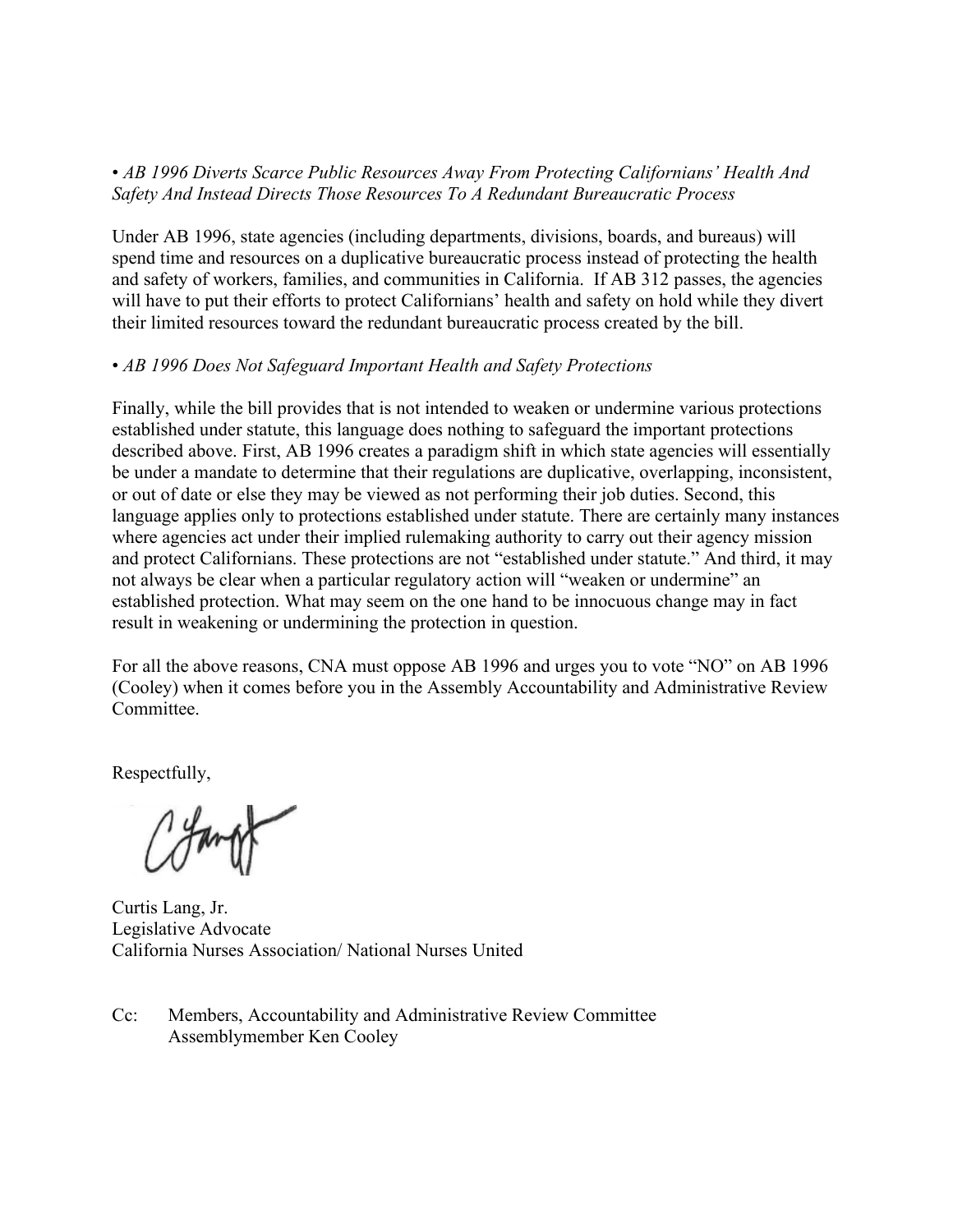*• AB 1996 Diverts Scarce Public Resources Away From Protecting Californians' Health And Safety And Instead Directs Those Resources To A Redundant Bureaucratic Process*

Under AB 1996, state agencies (including departments, divisions, boards, and bureaus) will spend time and resources on a duplicative bureaucratic process instead of protecting the health and safety of workers, families, and communities in California. If AB 312 passes, the agencies will have to put their efforts to protect Californians' health and safety on hold while they divert their limited resources toward the redundant bureaucratic process created by the bill.

*• AB 1996 Does Not Safeguard Important Health and Safety Protections*

Finally, while the bill provides that is not intended to weaken or undermine various protections established under statute, this language does nothing to safeguard the important protections described above. First, AB 1996 creates a paradigm shift in which state agencies will essentially be under a mandate to determine that their regulations are duplicative, overlapping, inconsistent, or out of date or else they may be viewed as not performing their job duties. Second, this language applies only to protections established under statute. There are certainly many instances where agencies act under their implied rulemaking authority to carry out their agency mission and protect Californians. These protections are not "established under statute." And third, it may not always be clear when a particular regulatory action will "weaken or undermine" an established protection. What may seem on the one hand to be innocuous change may in fact result in weakening or undermining the protection in question.

For all the above reasons, CNA must oppose AB 1996 and urges you to vote "NO" on AB 1996 (Cooley) when it comes before you in the Assembly Accountability and Administrative Review Committee.

Respectfully,

Curtis Lang, Jr.
Legislative Advocate
California Nurses Association/ National Nurses United

Cc: Members, Accountability and Administrative Review Committee
Assemblymember Ken Cooley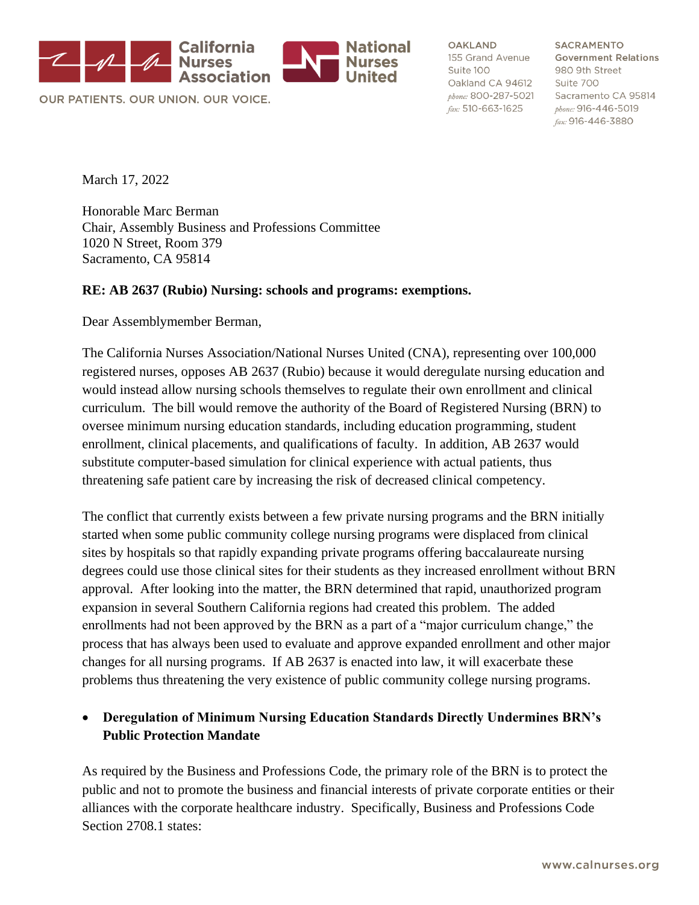March 17, 2022

Honorable Marc Berman
Chair, Assembly Business and Professions Committee
1020 N Street, Room 379
Sacramento, CA 95814

**RE: AB 2637 (Rubio) Nursing: schools and programs: exemptions.**

Dear Assemblymember Berman,

The California Nurses Association/National Nurses United (CNA), representing over 100,000 registered nurses, opposes AB 2637 (Rubio) because it would deregulate nursing education and would instead allow nursing schools themselves to regulate their own enrollment and clinical curriculum. The bill would remove the authority of the Board of Registered Nursing (BRN) to oversee minimum nursing education standards, including education programming, student enrollment, clinical placements, and qualifications of faculty. In addition, AB 2637 would substitute computer-based simulation for clinical experience with actual patients, thus threatening safe patient care by increasing the risk of decreased clinical competency.

The conflict that currently exists between a few private nursing programs and the BRN initially started when some public community college nursing programs were displaced from clinical sites by hospitals so that rapidly expanding private programs offering baccalaureate nursing degrees could use those clinical sites for their students as they increased enrollment without BRN approval. After looking into the matter, the BRN determined that rapid, unauthorized program expansion in several Southern California regions had created this problem. The added enrollments had not been approved by the BRN as a part of a "major curriculum change," the process that has always been used to evaluate and approve expanded enrollment and other major changes for all nursing programs. If AB 2637 is enacted into law, it will exacerbate these problems thus threatening the very existence of public community college nursing programs.

- **Deregulation of Minimum Nursing Education Standards Directly Undermines BRN's Public Protection Mandate**

As required by the Business and Professions Code, the primary role of the BRN is to protect the public and not to promote the business and financial interests of private corporate entities or their alliances with the corporate healthcare industry. Specifically, Business and Professions Code Section 2708.1 states: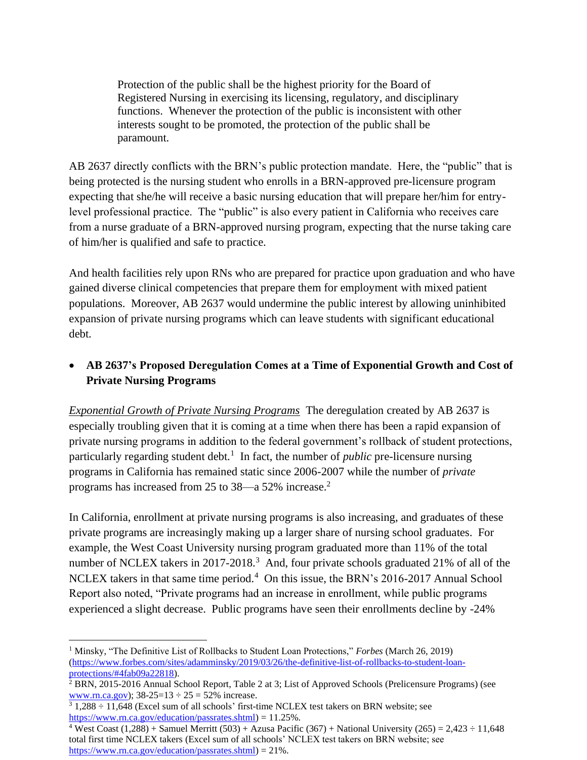> Protection of the public shall be the highest priority for the Board of Registered Nursing in exercising its licensing, regulatory, and disciplinary functions. Whenever the protection of the public is inconsistent with other interests sought to be promoted, the protection of the public shall be paramount.

AB 2637 directly conflicts with the BRN's public protection mandate. Here, the "public" that is being protected is the nursing student who enrolls in a BRN-approved pre-licensure program expecting that she/he will receive a basic nursing education that will prepare her/him for entry-level professional practice. The "public" is also every patient in California who receives care from a nurse graduate of a BRN-approved nursing program, expecting that the nurse taking care of him/her is qualified and safe to practice.

And health facilities rely upon RNs who are prepared for practice upon graduation and who have gained diverse clinical competencies that prepare them for employment with mixed patient populations. Moreover, AB 2637 would undermine the public interest by allowing uninhibited expansion of private nursing programs which can leave students with significant educational debt.

- **AB 2637's Proposed Deregulation Comes at a Time of Exponential Growth and Cost of Private Nursing Programs**

*Exponential Growth of Private Nursing Programs* The deregulation created by AB 2637 is especially troubling given that it is coming at a time when there has been a rapid expansion of private nursing programs in addition to the federal government's rollback of student protections, particularly regarding student debt.[1] In fact, the number of *public* pre-licensure nursing programs in California has remained static since 2006-2007 while the number of *private* programs has increased from 25 to 38—a 52% increase.[2]

In California, enrollment at private nursing programs is also increasing, and graduates of these private programs are increasingly making up a larger share of nursing school graduates. For example, the West Coast University nursing program graduated more than 11% of the total number of NCLEX takers in 2017-2018.[3] And, four private schools graduated 21% of all of the NCLEX takers in that same time period.[4] On this issue, the BRN's 2016-2017 Annual School Report also noted, "Private programs had an increase in enrollment, while public programs experienced a slight decrease. Public programs have seen their enrollments decline by -24%

---

[1] Minsky, "The Definitive List of Rollbacks to Student Loan Protections," *Forbes* (March 26, 2019) (https://www.forbes.com/sites/adamminsky/2019/03/26/the-definitive-list-of-rollbacks-to-student-loan-protections/#4fab09a22818).

[2] BRN, 2015-2016 Annual School Report, Table 2 at 3; List of Approved Schools (Prelicensure Programs) (see www.rn.ca.gov); 38-25=13 ÷ 25 = 52% increase.

[3] 1,288 ÷ 11,648 (Excel sum of all schools' first-time NCLEX test takers on BRN website; see https://www.rn.ca.gov/education/passrates.shtml) = 11.25%.

[4] West Coast (1,288) + Samuel Merritt (503) + Azusa Pacific (367) + National University (265) = 2,423 ÷ 11,648 total first time NCLEX takers (Excel sum of all schools' NCLEX test takers on BRN website; see https://www.rn.ca.gov/education/passrates.shtml) = 21%.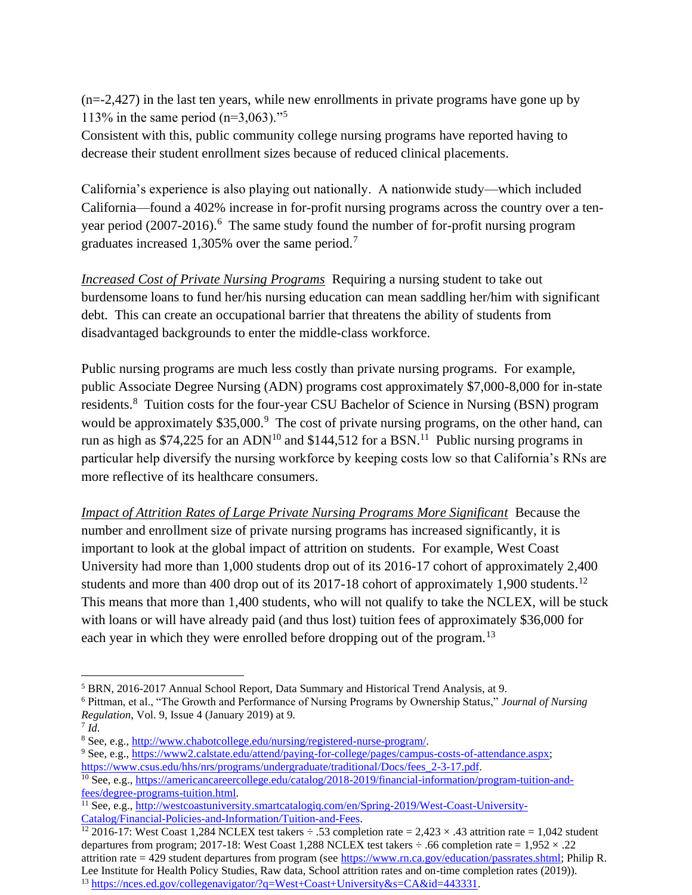(n=-2,427) in the last ten years, while new enrollments in private programs have gone up by 113% in the same period (n=3,063)."[5]

Consistent with this, public community college nursing programs have reported having to decrease their student enrollment sizes because of reduced clinical placements.

California's experience is also playing out nationally. A nationwide study—which included California—found a 402% increase in for-profit nursing programs across the country over a ten-year period (2007-2016).[6] The same study found the number of for-profit nursing program graduates increased 1,305% over the same period.[7]

*Increased Cost of Private Nursing Programs* Requiring a nursing student to take out burdensome loans to fund her/his nursing education can mean saddling her/him with significant debt. This can create an occupational barrier that threatens the ability of students from disadvantaged backgrounds to enter the middle-class workforce.

Public nursing programs are much less costly than private nursing programs. For example, public Associate Degree Nursing (ADN) programs cost approximately $7,000-8,000 for in-state residents.[8] Tuition costs for the four-year CSU Bachelor of Science in Nursing (BSN) program would be approximately $35,000.[9] The cost of private nursing programs, on the other hand, can run as high as $74,225 for an ADN[10] and $144,512 for a BSN.[11] Public nursing programs in particular help diversify the nursing workforce by keeping costs low so that California's RNs are more reflective of its healthcare consumers.

*Impact of Attrition Rates of Large Private Nursing Programs More Significant* Because the number and enrollment size of private nursing programs has increased significantly, it is important to look at the global impact of attrition on students. For example, West Coast University had more than 1,000 students drop out of its 2016-17 cohort of approximately 2,400 students and more than 400 drop out of its 2017-18 cohort of approximately 1,900 students.[12] This means that more than 1,400 students, who will not qualify to take the NCLEX, will be stuck with loans or will have already paid (and thus lost) tuition fees of approximately $36,000 for each year in which they were enrolled before dropping out of the program.[13]

---

[5] BRN, 2016-2017 Annual School Report, Data Summary and Historical Trend Analysis, at 9.

[6] Pittman, et al., "The Growth and Performance of Nursing Programs by Ownership Status," *Journal of Nursing Regulation*, Vol. 9, Issue 4 (January 2019) at 9.

[7] *Id*.

[8] See, e.g., http://www.chabotcollege.edu/nursing/registered-nurse-program/.

[9] See, e.g., https://www2.calstate.edu/attend/paying-for-college/pages/campus-costs-of-attendance.aspx; https://www.csus.edu/hhs/nrs/programs/undergraduate/traditional/Docs/fees_2-3-17.pdf.

[10] See, e.g., https://americancareercollege.edu/catalog/2018-2019/financial-information/program-tuition-and-fees/degree-programs-tuition.html.

[11] See, e.g., http://westcoastuniversity.smartcatalogiq.com/en/Spring-2019/West-Coast-University-Catalog/Financial-Policies-and-Information/Tuition-and-Fees.

[12] 2016-17: West Coast 1,284 NCLEX test takers ÷ .53 completion rate = 2,423 × .43 attrition rate = 1,042 student departures from program; 2017-18: West Coast 1,288 NCLEX test takers ÷ .66 completion rate = 1,952 × .22 attrition rate = 429 student departures from program (see https://www.rn.ca.gov/education/passrates.shtml; Philip R. Lee Institute for Health Policy Studies, Raw data, School attrition rates and on-time completion rates (2019)).

[13] https://nces.ed.gov/collegenavigator/?q=West+Coast+University&s=CA&id=443331.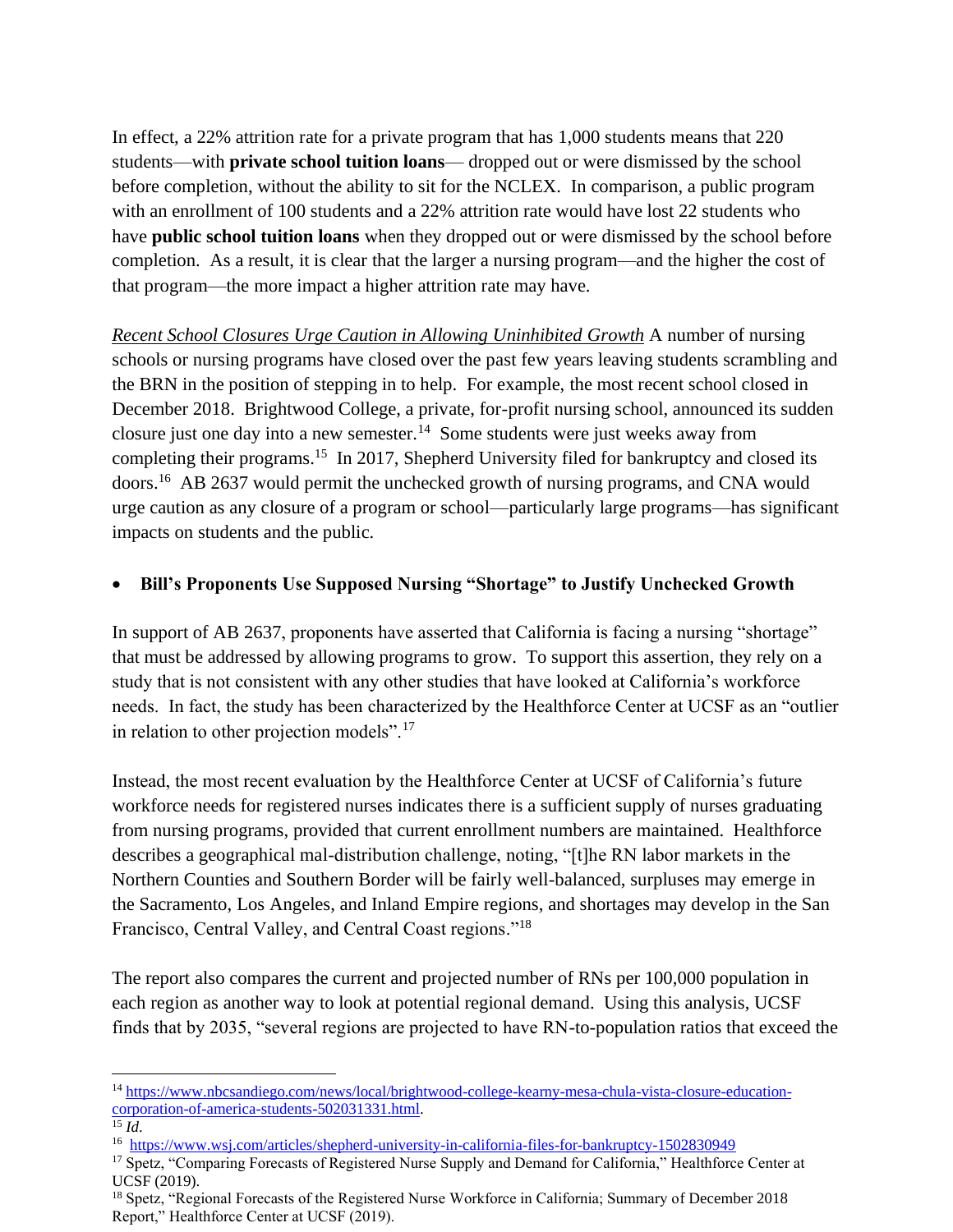In effect, a 22% attrition rate for a private program that has 1,000 students means that 220 students—with **private school tuition loans**— dropped out or were dismissed by the school before completion, without the ability to sit for the NCLEX. In comparison, a public program with an enrollment of 100 students and a 22% attrition rate would have lost 22 students who have **public school tuition loans** when they dropped out or were dismissed by the school before completion. As a result, it is clear that the larger a nursing program—and the higher the cost of that program—the more impact a higher attrition rate may have.

*Recent School Closures Urge Caution in Allowing Uninhibited Growth* A number of nursing schools or nursing programs have closed over the past few years leaving students scrambling and the BRN in the position of stepping in to help. For example, the most recent school closed in December 2018. Brightwood College, a private, for-profit nursing school, announced its sudden closure just one day into a new semester.[14] Some students were just weeks away from completing their programs.[15] In 2017, Shepherd University filed for bankruptcy and closed its doors.[16] AB 2637 would permit the unchecked growth of nursing programs, and CNA would urge caution as any closure of a program or school—particularly large programs—has significant impacts on students and the public.

- **Bill's Proponents Use Supposed Nursing "Shortage" to Justify Unchecked Growth**

In support of AB 2637, proponents have asserted that California is facing a nursing "shortage" that must be addressed by allowing programs to grow. To support this assertion, they rely on a study that is not consistent with any other studies that have looked at California's workforce needs. In fact, the study has been characterized by the Healthforce Center at UCSF as an "outlier in relation to other projection models".[17]

Instead, the most recent evaluation by the Healthforce Center at UCSF of California's future workforce needs for registered nurses indicates there is a sufficient supply of nurses graduating from nursing programs, provided that current enrollment numbers are maintained. Healthforce describes a geographical mal-distribution challenge, noting, "[t]he RN labor markets in the Northern Counties and Southern Border will be fairly well-balanced, surpluses may emerge in the Sacramento, Los Angeles, and Inland Empire regions, and shortages may develop in the San Francisco, Central Valley, and Central Coast regions."[18]

The report also compares the current and projected number of RNs per 100,000 population in each region as another way to look at potential regional demand. Using this analysis, UCSF finds that by 2035, "several regions are projected to have RN-to-population ratios that exceed the

---

[14] https://www.nbcsandiego.com/news/local/brightwood-college-kearny-mesa-chula-vista-closure-education-corporation-of-america-students-502031331.html.

[15] *Id*.

[16] https://www.wsj.com/articles/shepherd-university-in-california-files-for-bankruptcy-1502830949

[17] Spetz, "Comparing Forecasts of Registered Nurse Supply and Demand for California," Healthforce Center at UCSF (2019).

[18] Spetz, "Regional Forecasts of the Registered Nurse Workforce in California; Summary of December 2018 Report," Healthforce Center at UCSF (2019).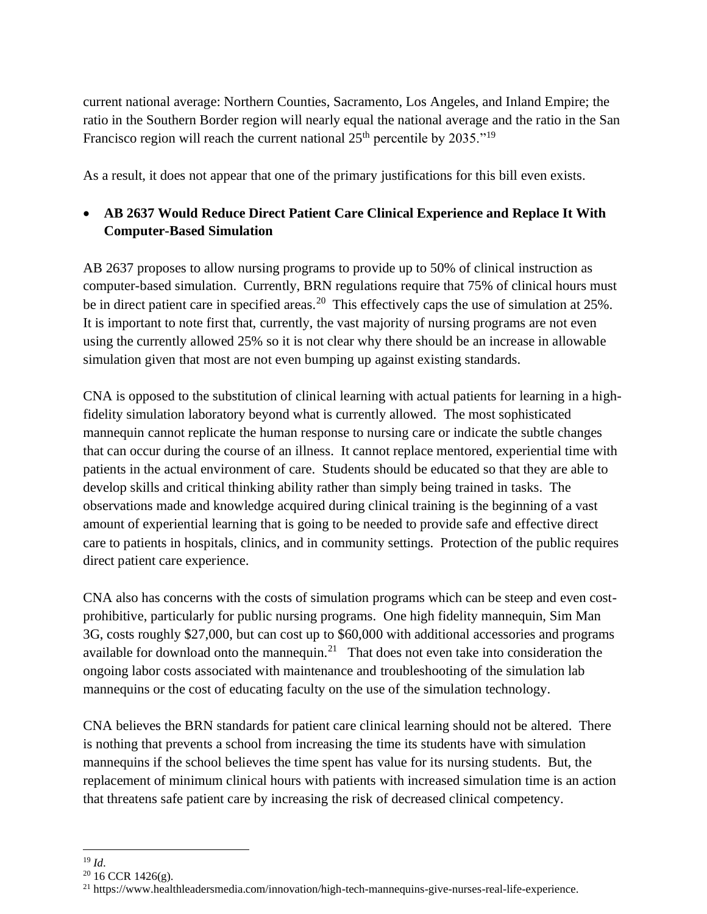current national average: Northern Counties, Sacramento, Los Angeles, and Inland Empire; the ratio in the Southern Border region will nearly equal the national average and the ratio in the San Francisco region will reach the current national 25th percentile by 2035."[19]

As a result, it does not appear that one of the primary justifications for this bill even exists.

- **AB 2637 Would Reduce Direct Patient Care Clinical Experience and Replace It With Computer-Based Simulation**

AB 2637 proposes to allow nursing programs to provide up to 50% of clinical instruction as computer-based simulation. Currently, BRN regulations require that 75% of clinical hours must be in direct patient care in specified areas.[20] This effectively caps the use of simulation at 25%. It is important to note first that, currently, the vast majority of nursing programs are not even using the currently allowed 25% so it is not clear why there should be an increase in allowable simulation given that most are not even bumping up against existing standards.

CNA is opposed to the substitution of clinical learning with actual patients for learning in a high-fidelity simulation laboratory beyond what is currently allowed. The most sophisticated mannequin cannot replicate the human response to nursing care or indicate the subtle changes that can occur during the course of an illness. It cannot replace mentored, experiential time with patients in the actual environment of care. Students should be educated so that they are able to develop skills and critical thinking ability rather than simply being trained in tasks. The observations made and knowledge acquired during clinical training is the beginning of a vast amount of experiential learning that is going to be needed to provide safe and effective direct care to patients in hospitals, clinics, and in community settings. Protection of the public requires direct patient care experience.

CNA also has concerns with the costs of simulation programs which can be steep and even cost-prohibitive, particularly for public nursing programs. One high fidelity mannequin, Sim Man 3G, costs roughly $27,000, but can cost up to $60,000 with additional accessories and programs available for download onto the mannequin.[21] That does not even take into consideration the ongoing labor costs associated with maintenance and troubleshooting of the simulation lab mannequins or the cost of educating faculty on the use of the simulation technology.

CNA believes the BRN standards for patient care clinical learning should not be altered. There is nothing that prevents a school from increasing the time its students have with simulation mannequins if the school believes the time spent has value for its nursing students. But, the replacement of minimum clinical hours with patients with increased simulation time is an action that threatens safe patient care by increasing the risk of decreased clinical competency.

---

[19] *Id*.

[20] 16 CCR 1426(g).

[21] https://www.healthleadersmedia.com/innovation/high-tech-mannequins-give-nurses-real-life-experience.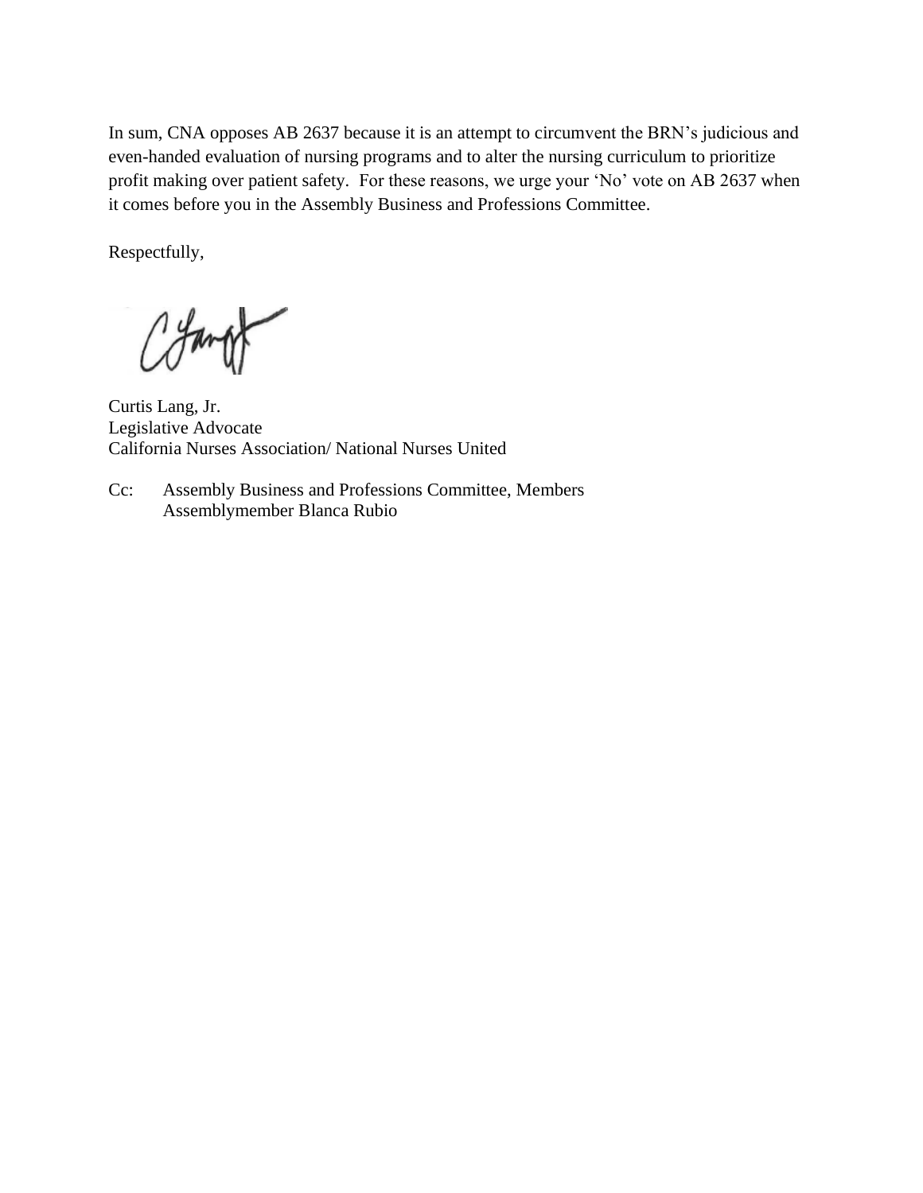In sum, CNA opposes AB 2637 because it is an attempt to circumvent the BRN's judicious and even-handed evaluation of nursing programs and to alter the nursing curriculum to prioritize profit making over patient safety. For these reasons, we urge your 'No' vote on AB 2637 when it comes before you in the Assembly Business and Professions Committee.

Respectfully,

Curtis Lang, Jr.
Legislative Advocate
California Nurses Association/ National Nurses United

Cc: Assembly Business and Professions Committee, Members
Assemblymember Blanca Rubio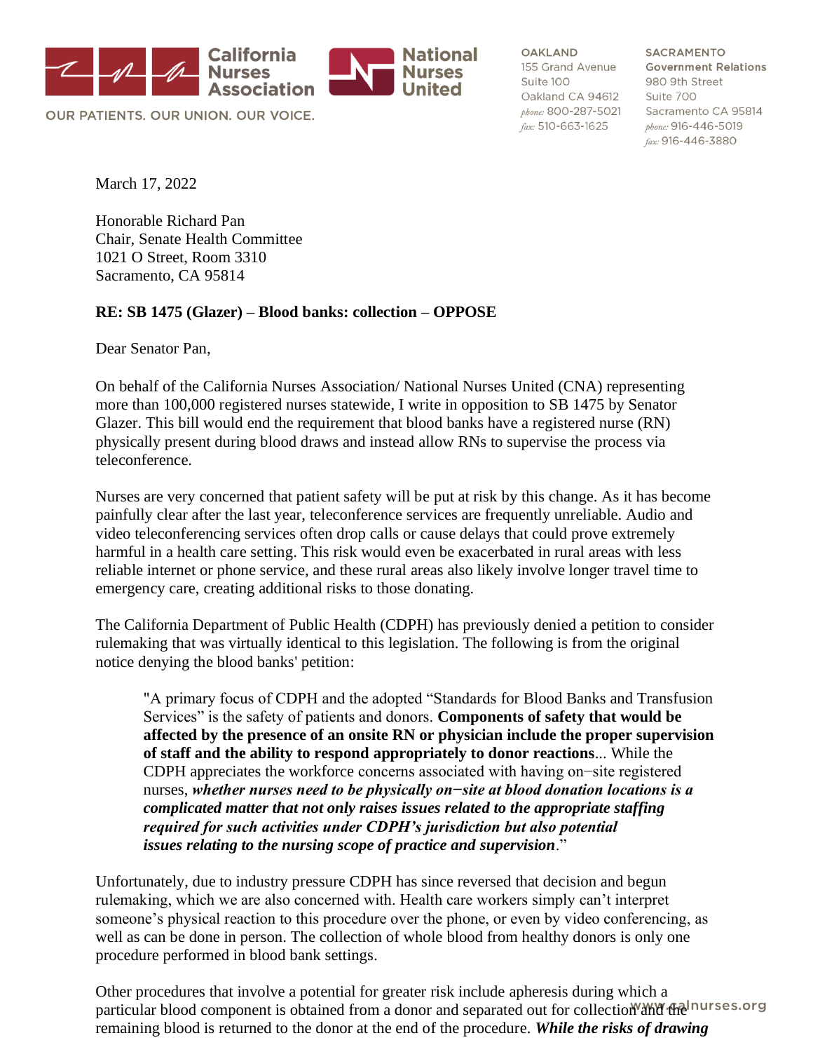California Nurses Association | National Nurses United

OUR PATIENTS. OUR UNION. OUR VOICE.

OAKLAND
155 Grand Avenue
Suite 100
Oakland CA 94612
phone: 800-287-5021
fax: 510-663-1625

SACRAMENTO
Government Relations
980 9th Street
Suite 700
Sacramento CA 95814
phone: 916-446-5019
fax: 916-446-3880

March 17, 2022

Honorable Richard Pan
Chair, Senate Health Committee
1021 O Street, Room 3310
Sacramento, CA 95814

**RE: SB 1475 (Glazer) – Blood banks: collection – OPPOSE**

Dear Senator Pan,

On behalf of the California Nurses Association/ National Nurses United (CNA) representing more than 100,000 registered nurses statewide, I write in opposition to SB 1475 by Senator Glazer. This bill would end the requirement that blood banks have a registered nurse (RN) physically present during blood draws and instead allow RNs to supervise the process via teleconference.

Nurses are very concerned that patient safety will be put at risk by this change. As it has become painfully clear after the last year, teleconference services are frequently unreliable. Audio and video teleconferencing services often drop calls or cause delays that could prove extremely harmful in a health care setting. This risk would even be exacerbated in rural areas with less reliable internet or phone service, and these rural areas also likely involve longer travel time to emergency care, creating additional risks to those donating.

The California Department of Public Health (CDPH) has previously denied a petition to consider rulemaking that was virtually identical to this legislation. The following is from the original notice denying the blood banks' petition:

> "A primary focus of CDPH and the adopted "Standards for Blood Banks and Transfusion Services" is the safety of patients and donors. **Components of safety that would be affected by the presence of an onsite RN or physician include the proper supervision of staff and the ability to respond appropriately to donor reactions**... While the CDPH appreciates the workforce concerns associated with having on−site registered nurses, ***whether nurses need to be physically on−site at blood donation locations is a complicated matter that not only raises issues related to the appropriate staffing required for such activities under CDPH's jurisdiction but also potential issues relating to the nursing scope of practice and supervision***."

Unfortunately, due to industry pressure CDPH has since reversed that decision and begun rulemaking, which we are also concerned with. Health care workers simply can't interpret someone's physical reaction to this procedure over the phone, or even by video conferencing, as well as can be done in person. The collection of whole blood from healthy donors is only one procedure performed in blood bank settings.

Other procedures that involve a potential for greater risk include apheresis during which a particular blood component is obtained from a donor and separated out for collection and the remaining blood is returned to the donor at the end of the procedure. ***While the risks of drawing***

www.calnurses.org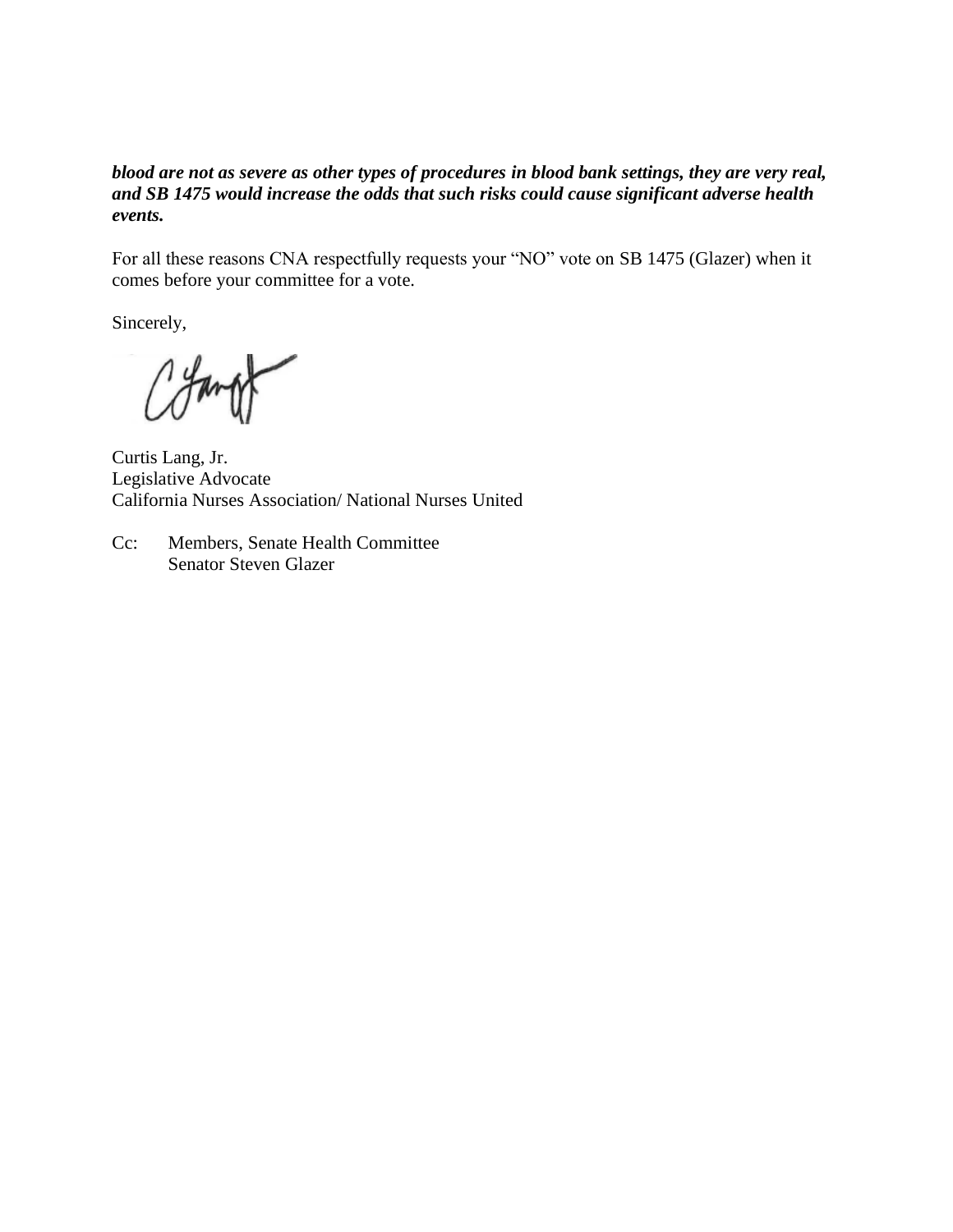***blood are not as severe as other types of procedures in blood bank settings, they are very real, and SB 1475 would increase the odds that such risks could cause significant adverse health events.***

For all these reasons CNA respectfully requests your "NO" vote on SB 1475 (Glazer) when it comes before your committee for a vote.

Sincerely,

Curtis Lang, Jr.
Legislative Advocate
California Nurses Association/ National Nurses United

Cc: Members, Senate Health Committee
Senator Steven Glazer